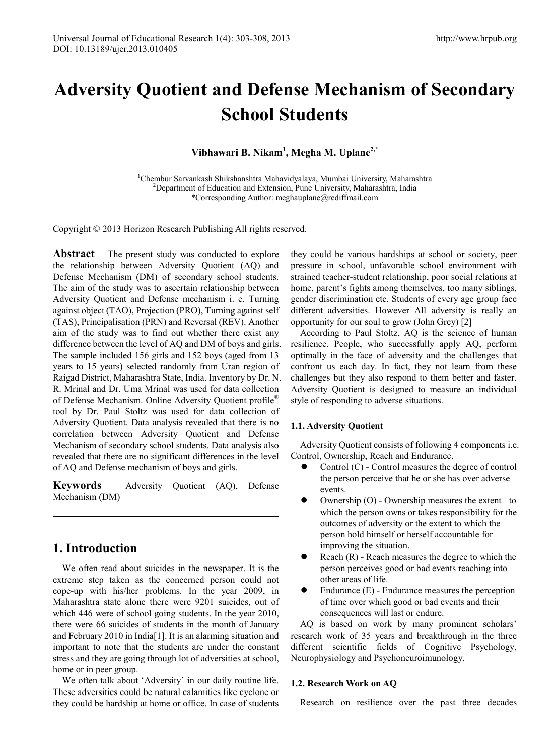# Adversity Quotient and Defense Mechanism of Secondary School Students

**Vibhawari B. Nikam[1], Megha M. Uplane[2,*]**

[1]Chembur Sarvankash Shikshanshtra Mahavidyalaya, Mumbai University, Maharashtra
[2]Department of Education and Extension, Pune University, Maharashtra, India
*Corresponding Author: meghauplane@rediffmail.com

Copyright © 2013 Horizon Research Publishing All rights reserved.

**Abstract** The present study was conducted to explore the relationship between Adversity Quotient (AQ) and Defense Mechanism (DM) of secondary school students. The aim of the study was to ascertain relationship between Adversity Quotient and Defense mechanism i. e. Turning against object (TAO), Projection (PRO), Turning against self (TAS), Principalisation (PRN) and Reversal (REV). Another aim of the study was to find out whether there exist any difference between the level of AQ and DM of boys and girls. The sample included 156 girls and 152 boys (aged from 13 years to 15 years) selected randomly from Uran region of Raigad District, Maharashtra State, India. Inventory by Dr. N. R. Mrinal and Dr. Uma Mrinal was used for data collection of Defense Mechanism. Online Adversity Quotient profile® tool by Dr. Paul Stoltz was used for data collection of Adversity Quotient. Data analysis revealed that there is no correlation between Adversity Quotient and Defense Mechanism of secondary school students. Data analysis also revealed that there are no significant differences in the level of AQ and Defense mechanism of boys and girls.

**Keywords** Adversity Quotient (AQ), Defense Mechanism (DM)

## 1. Introduction

We often read about suicides in the newspaper. It is the extreme step taken as the concerned person could not cope-up with his/her problems. In the year 2009, in Maharashtra state alone there were 9201 suicides, out of which 446 were of school going students. In the year 2010, there were 66 suicides of students in the month of January and February 2010 in India[1]. It is an alarming situation and important to note that the students are under the constant stress and they are going through lot of adversities at school, home or in peer group.

We often talk about 'Adversity' in our daily routine life. These adversities could be natural calamities like cyclone or they could be hardship at home or office. In case of students they could be various hardships at school or society, peer pressure in school, unfavorable school environment with strained teacher-student relationship, poor social relations at home, parent's fights among themselves, too many siblings, gender discrimination etc. Students of every age group face different adversities. However All adversity is really an opportunity for our soul to grow (John Grey) [2]

According to Paul Stoltz, AQ is the science of human resilience. People, who successfully apply AQ, perform optimally in the face of adversity and the challenges that confront us each day. In fact, they not learn from these challenges but they also respond to them better and faster. Adversity Quotient is designed to measure an individual style of responding to adverse situations.

### 1.1. Adversity Quotient

Adversity Quotient consists of following 4 components i.e. Control, Ownership, Reach and Endurance.

- Control (C) - Control measures the degree of control the person perceive that he or she has over adverse events.
- Ownership (O) - Ownership measures the extent to which the person owns or takes responsibility for the outcomes of adversity or the extent to which the person hold himself or herself accountable for improving the situation.
- Reach (R) - Reach measures the degree to which the person perceives good or bad events reaching into other areas of life.
- Endurance (E) - Endurance measures the perception of time over which good or bad events and their consequences will last or endure.

AQ is based on work by many prominent scholars' research work of 35 years and breakthrough in the three different scientific fields of Cognitive Psychology, Neurophysiology and Psychoneuroimunology.

### 1.2. Research Work on AQ

Research on resilience over the past three decades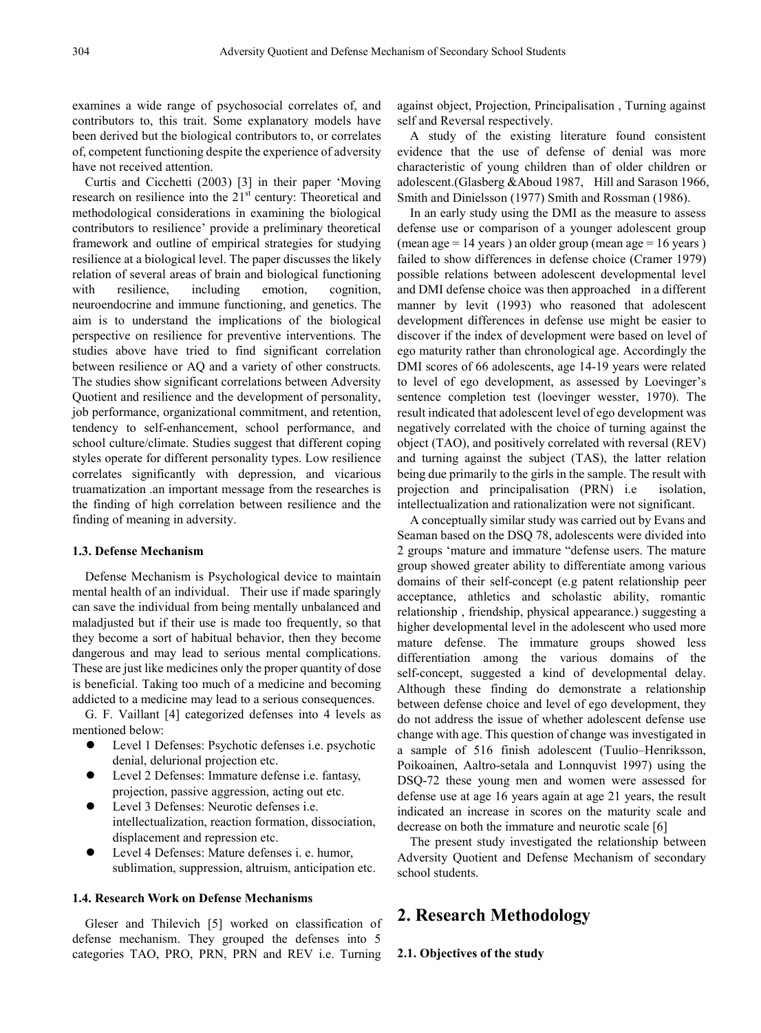examines a wide range of psychosocial correlates of, and contributors to, this trait. Some explanatory models have been derived but the biological contributors to, or correlates of, competent functioning despite the experience of adversity have not received attention.

Curtis and Cicchetti (2003) [3] in their paper 'Moving research on resilience into the 21st century: Theoretical and methodological considerations in examining the biological contributors to resilience' provide a preliminary theoretical framework and outline of empirical strategies for studying resilience at a biological level. The paper discusses the likely relation of several areas of brain and biological functioning with resilience, including emotion, cognition, neuroendocrine and immune functioning, and genetics. The aim is to understand the implications of the biological perspective on resilience for preventive interventions. The studies above have tried to find significant correlation between resilience or AQ and a variety of other constructs. The studies show significant correlations between Adversity Quotient and resilience and the development of personality, job performance, organizational commitment, and retention, tendency to self-enhancement, school performance, and school culture/climate. Studies suggest that different coping styles operate for different personality types. Low resilience correlates significantly with depression, and vicarious truamatization .an important message from the researches is the finding of high correlation between resilience and the finding of meaning in adversity.

### 1.3. Defense Mechanism

Defense Mechanism is Psychological device to maintain mental health of an individual. Their use if made sparingly can save the individual from being mentally unbalanced and maladjusted but if their use is made too frequently, so that they become a sort of habitual behavior, then they become dangerous and may lead to serious mental complications. These are just like medicines only the proper quantity of dose is beneficial. Taking too much of a medicine and becoming addicted to a medicine may lead to a serious consequences.

G. F. Vaillant [4] categorized defenses into 4 levels as mentioned below:

- Level 1 Defenses: Psychotic defenses i.e. psychotic denial, delurional projection etc.
- Level 2 Defenses: Immature defense i.e. fantasy, projection, passive aggression, acting out etc.
- Level 3 Defenses: Neurotic defenses i.e. intellectualization, reaction formation, dissociation, displacement and repression etc.
- Level 4 Defenses: Mature defenses i. e. humor, sublimation, suppression, altruism, anticipation etc.

### 1.4. Research Work on Defense Mechanisms

Gleser and Thilevich [5] worked on classification of defense mechanism. They grouped the defenses into 5 categories TAO, PRO, PRN, PRN and REV i.e. Turning against object, Projection, Principalisation , Turning against self and Reversal respectively.

A study of the existing literature found consistent evidence that the use of defense of denial was more characteristic of young children than of older children or adolescent.(Glasberg &Aboud 1987, Hill and Sarason 1966, Smith and Dinielsson (1977) Smith and Rossman (1986).

In an early study using the DMI as the measure to assess defense use or comparison of a younger adolescent group (mean age = 14 years ) an older group (mean age = 16 years ) failed to show differences in defense choice (Cramer 1979) possible relations between adolescent developmental level and DMI defense choice was then approached in a different manner by levit (1993) who reasoned that adolescent development differences in defense use might be easier to discover if the index of development were based on level of ego maturity rather than chronological age. Accordingly the DMI scores of 66 adolescents, age 14-19 years were related to level of ego development, as assessed by Loevinger's sentence completion test (loevinger wesster, 1970). The result indicated that adolescent level of ego development was negatively correlated with the choice of turning against the object (TAO), and positively correlated with reversal (REV) and turning against the subject (TAS), the latter relation being due primarily to the girls in the sample. The result with projection and principalisation (PRN) i.e isolation, intellectualization and rationalization were not significant.

A conceptually similar study was carried out by Evans and Seaman based on the DSQ 78, adolescents were divided into 2 groups 'mature and immature "defense users. The mature group showed greater ability to differentiate among various domains of their self-concept (e.g patent relationship peer acceptance, athletics and scholastic ability, romantic relationship , friendship, physical appearance.) suggesting a higher developmental level in the adolescent who used more mature defense. The immature groups showed less differentiation among the various domains of the self-concept, suggested a kind of developmental delay. Although these finding do demonstrate a relationship between defense choice and level of ego development, they do not address the issue of whether adolescent defense use change with age. This question of change was investigated in a sample of 516 finish adolescent (Tuulio–Henriksson, Poikoainen, Aaltro-setala and Lonnquvist 1997) using the DSQ-72 these young men and women were assessed for defense use at age 16 years again at age 21 years, the result indicated an increase in scores on the maturity scale and decrease on both the immature and neurotic scale [6]

The present study investigated the relationship between Adversity Quotient and Defense Mechanism of secondary school students.

## 2. Research Methodology

### 2.1. Objectives of the study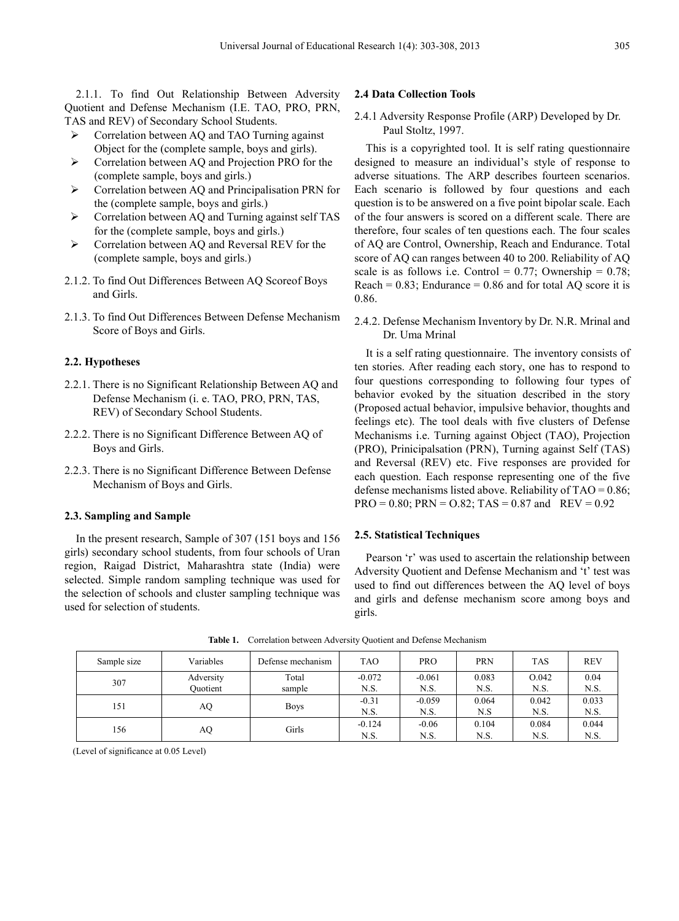2.1.1. To find Out Relationship Between Adversity Quotient and Defense Mechanism (I.E. TAO, PRO, PRN, TAS and REV) of Secondary School Students.

- Correlation between AQ and TAO Turning against Object for the (complete sample, boys and girls).
- Correlation between AQ and Projection PRO for the (complete sample, boys and girls.)
- Correlation between AQ and Principalisation PRN for the (complete sample, boys and girls.)
- Correlation between AQ and Turning against self TAS for the (complete sample, boys and girls.)
- Correlation between AQ and Reversal REV for the (complete sample, boys and girls.)

2.1.2. To find Out Differences Between AQ Scoreof Boys and Girls.

2.1.3. To find Out Differences Between Defense Mechanism Score of Boys and Girls.

### 2.2. Hypotheses

2.2.1. There is no Significant Relationship Between AQ and Defense Mechanism (i. e. TAO, PRO, PRN, TAS, REV) of Secondary School Students.

2.2.2. There is no Significant Difference Between AQ of Boys and Girls.

2.2.3. There is no Significant Difference Between Defense Mechanism of Boys and Girls.

### 2.3. Sampling and Sample

In the present research, Sample of 307 (151 boys and 156 girls) secondary school students, from four schools of Uran region, Raigad District, Maharashtra state (India) were selected. Simple random sampling technique was used for the selection of schools and cluster sampling technique was used for selection of students.

### 2.4 Data Collection Tools

2.4.1 Adversity Response Profile (ARP) Developed by Dr. Paul Stoltz, 1997.

This is a copyrighted tool. It is self rating questionnaire designed to measure an individual's style of response to adverse situations. The ARP describes fourteen scenarios. Each scenario is followed by four questions and each question is to be answered on a five point bipolar scale. Each of the four answers is scored on a different scale. There are therefore, four scales of ten questions each. The four scales of AQ are Control, Ownership, Reach and Endurance. Total score of AQ can ranges between 40 to 200. Reliability of AQ scale is as follows i.e. Control = 0.77; Ownership = 0.78; Reach = 0.83; Endurance = 0.86 and for total AQ score it is 0.86.

2.4.2. Defense Mechanism Inventory by Dr. N.R. Mrinal and Dr. Uma Mrinal

It is a self rating questionnaire. The inventory consists of ten stories. After reading each story, one has to respond to four questions corresponding to following four types of behavior evoked by the situation described in the story (Proposed actual behavior, impulsive behavior, thoughts and feelings etc). The tool deals with five clusters of Defense Mechanisms i.e. Turning against Object (TAO), Projection (PRO), Prinicipalsation (PRN), Turning against Self (TAS) and Reversal (REV) etc. Five responses are provided for each question. Each response representing one of the five defense mechanisms listed above. Reliability of TAO = 0.86; PRO = 0.80; PRN = O.82; TAS = 0.87 and REV = 0.92

### 2.5. Statistical Techniques

Pearson 'r' was used to ascertain the relationship between Adversity Quotient and Defense Mechanism and 't' test was used to find out differences between the AQ level of boys and girls and defense mechanism score among boys and girls.

**Table 1.** Correlation between Adversity Quotient and Defense Mechanism

| Sample size | Variables | Defense mechanism | TAO | PRO | PRN | TAS | REV |
|---|---|---|---|---|---|---|---|
| 307 | Adversity Quotient | Total sample | -0.072 N.S. | -0.061 N.S. | 0.083 N.S. | O.042 N.S. | 0.04 N.S. |
| 151 | AQ | Boys | -0.31 N.S. | -0.059 N.S. | 0.064 N.S | 0.042 N.S. | 0.033 N.S. |
| 156 | AQ | Girls | -0.124 N.S. | -0.06 N.S. | 0.104 N.S. | 0.084 N.S. | 0.044 N.S. |

(Level of significance at 0.05 Level)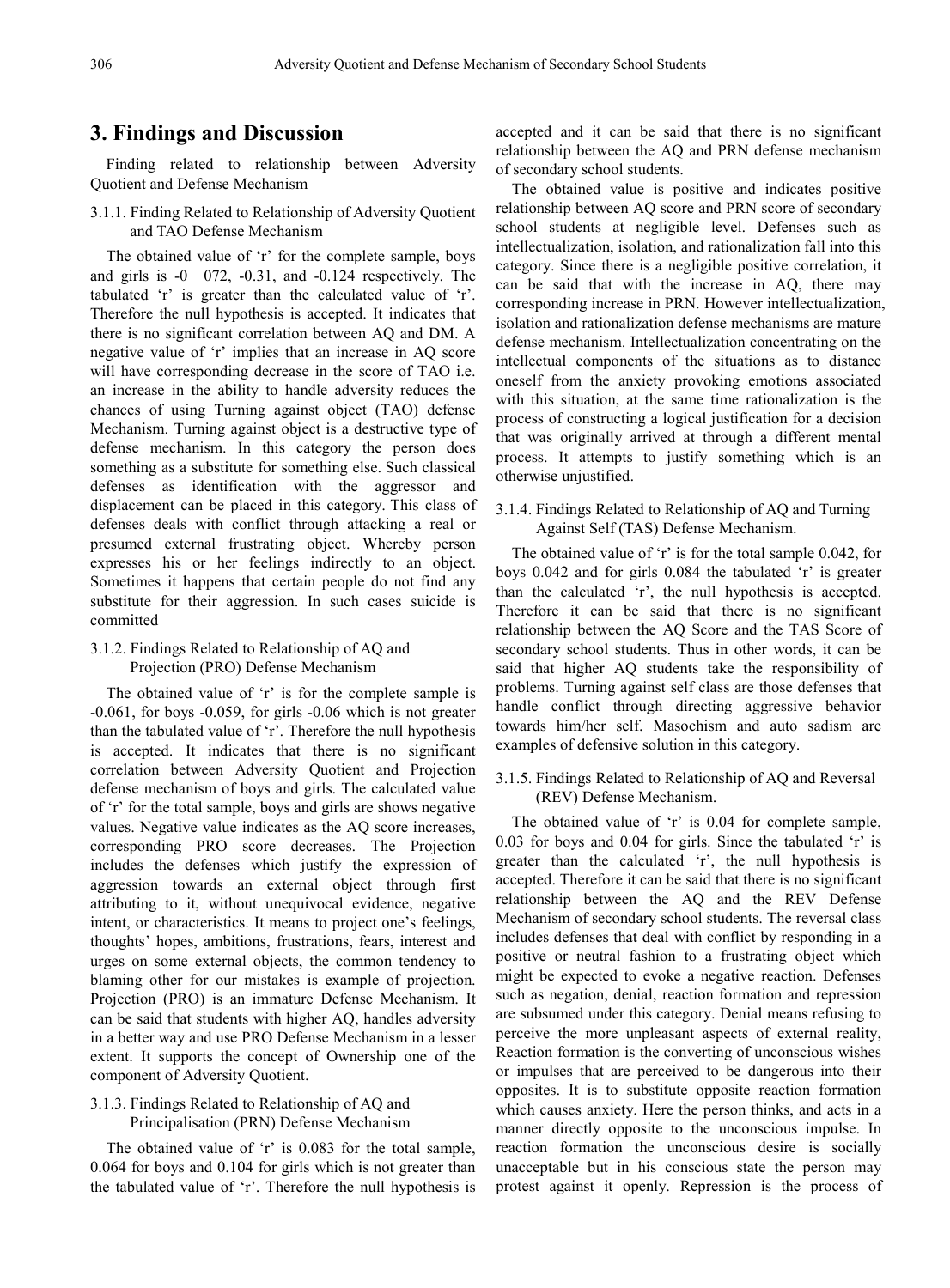# 3. Findings and Discussion

Finding related to relationship between Adversity Quotient and Defense Mechanism

### 3.1.1. Finding Related to Relationship of Adversity Quotient and TAO Defense Mechanism

The obtained value of 'r' for the complete sample, boys and girls is -0 072, -0.31, and -0.124 respectively. The tabulated 'r' is greater than the calculated value of 'r'. Therefore the null hypothesis is accepted. It indicates that there is no significant correlation between AQ and DM. A negative value of 'r' implies that an increase in AQ score will have corresponding decrease in the score of TAO i.e. an increase in the ability to handle adversity reduces the chances of using Turning against object (TAO) defense Mechanism. Turning against object is a destructive type of defense mechanism. In this category the person does something as a substitute for something else. Such classical defenses as identification with the aggressor and displacement can be placed in this category. This class of defenses deals with conflict through attacking a real or presumed external frustrating object. Whereby person expresses his or her feelings indirectly to an object. Sometimes it happens that certain people do not find any substitute for their aggression. In such cases suicide is committed

### 3.1.2. Findings Related to Relationship of AQ and Projection (PRO) Defense Mechanism

The obtained value of 'r' is for the complete sample is -0.061, for boys -0.059, for girls -0.06 which is not greater than the tabulated value of 'r'. Therefore the null hypothesis is accepted. It indicates that there is no significant correlation between Adversity Quotient and Projection defense mechanism of boys and girls. The calculated value of 'r' for the total sample, boys and girls are shows negative values. Negative value indicates as the AQ score increases, corresponding PRO score decreases. The Projection includes the defenses which justify the expression of aggression towards an external object through first attributing to it, without unequivocal evidence, negative intent, or characteristics. It means to project one's feelings, thoughts' hopes, ambitions, frustrations, fears, interest and urges on some external objects, the common tendency to blaming other for our mistakes is example of projection. Projection (PRO) is an immature Defense Mechanism. It can be said that students with higher AQ, handles adversity in a better way and use PRO Defense Mechanism in a lesser extent. It supports the concept of Ownership one of the component of Adversity Quotient.

### 3.1.3. Findings Related to Relationship of AQ and Principalisation (PRN) Defense Mechanism

The obtained value of 'r' is 0.083 for the total sample, 0.064 for boys and 0.104 for girls which is not greater than the tabulated value of 'r'. Therefore the null hypothesis is accepted and it can be said that there is no significant relationship between the AQ and PRN defense mechanism of secondary school students.

The obtained value is positive and indicates positive relationship between AQ score and PRN score of secondary school students at negligible level. Defenses such as intellectualization, isolation, and rationalization fall into this category. Since there is a negligible positive correlation, it can be said that with the increase in AQ, there may corresponding increase in PRN. However intellectualization, isolation and rationalization defense mechanisms are mature defense mechanism. Intellectualization concentrating on the intellectual components of the situations as to distance oneself from the anxiety provoking emotions associated with this situation, at the same time rationalization is the process of constructing a logical justification for a decision that was originally arrived at through a different mental process. It attempts to justify something which is an otherwise unjustified.

### 3.1.4. Findings Related to Relationship of AQ and Turning Against Self (TAS) Defense Mechanism.

The obtained value of 'r' is for the total sample 0.042, for boys 0.042 and for girls 0.084 the tabulated 'r' is greater than the calculated 'r', the null hypothesis is accepted. Therefore it can be said that there is no significant relationship between the AQ Score and the TAS Score of secondary school students. Thus in other words, it can be said that higher AQ students take the responsibility of problems. Turning against self class are those defenses that handle conflict through directing aggressive behavior towards him/her self. Masochism and auto sadism are examples of defensive solution in this category.

### 3.1.5. Findings Related to Relationship of AQ and Reversal (REV) Defense Mechanism.

The obtained value of 'r' is 0.04 for complete sample, 0.03 for boys and 0.04 for girls. Since the tabulated 'r' is greater than the calculated 'r', the null hypothesis is accepted. Therefore it can be said that there is no significant relationship between the AQ and the REV Defense Mechanism of secondary school students. The reversal class includes defenses that deal with conflict by responding in a positive or neutral fashion to a frustrating object which might be expected to evoke a negative reaction. Defenses such as negation, denial, reaction formation and repression are subsumed under this category. Denial means refusing to perceive the more unpleasant aspects of external reality, Reaction formation is the converting of unconscious wishes or impulses that are perceived to be dangerous into their opposites. It is to substitute opposite reaction formation which causes anxiety. Here the person thinks, and acts in a manner directly opposite to the unconscious impulse. In reaction formation the unconscious desire is socially unacceptable but in his conscious state the person may protest against it openly. Repression is the process of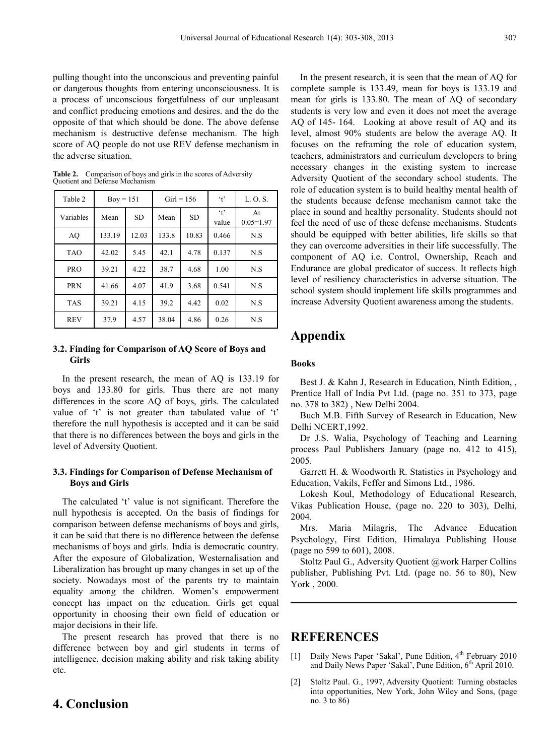pulling thought into the unconscious and preventing painful or dangerous thoughts from entering unconsciousness. It is a process of unconscious forgetfulness of our unpleasant and conflict producing emotions and desires. and the do the opposite of that which should be done. The above defense mechanism is destructive defense mechanism. The high score of AQ people do not use REV defense mechanism in the adverse situation.

**Table 2.** Comparison of boys and girls in the scores of Adversity Quotient and Defense Mechanism

| Table 2 | Boy = 151 | | Girl = 156 | | 't' | L. O. S. |
|---|---|---|---|---|---|---|
| Variables | Mean | SD | Mean | SD | 't' value | At 0.05=1.97 |
| AQ | 133.19 | 12.03 | 133.8 | 10.83 | 0.466 | N.S |
| TAO | 42.02 | 5.45 | 42.1 | 4.78 | 0.137 | N.S |
| PRO | 39.21 | 4.22 | 38.7 | 4.68 | 1.00 | N.S |
| PRN | 41.66 | 4.07 | 41.9 | 3.68 | 0.541 | N.S |
| TAS | 39.21 | 4.15 | 39.2 | 4.42 | 0.02 | N.S |
| REV | 37.9 | 4.57 | 38.04 | 4.86 | 0.26 | N.S |

### 3.2. Finding for Comparison of AQ Score of Boys and Girls

In the present research, the mean of AQ is 133.19 for boys and 133.80 for girls. Thus there are not many differences in the score AQ of boys, girls. The calculated value of 't' is not greater than tabulated value of 't' therefore the null hypothesis is accepted and it can be said that there is no differences between the boys and girls in the level of Adversity Quotient.

### 3.3. Findings for Comparison of Defense Mechanism of Boys and Girls

The calculated 't' value is not significant. Therefore the null hypothesis is accepted. On the basis of findings for comparison between defense mechanisms of boys and girls, it can be said that there is no difference between the defense mechanisms of boys and girls. India is democratic country. After the exposure of Globalization, Westernalisation and Liberalization has brought up many changes in set up of the society. Nowadays most of the parents try to maintain equality among the children. Women's empowerment concept has impact on the education. Girls get equal opportunity in choosing their own field of education or major decisions in their life.

The present research has proved that there is no difference between boy and girl students in terms of intelligence, decision making ability and risk taking ability etc.

# 4. Conclusion

In the present research, it is seen that the mean of AQ for complete sample is 133.49, mean for boys is 133.19 and mean for girls is 133.80. The mean of AQ of secondary students is very low and even it does not meet the average AQ of 145- 164. Looking at above result of AQ and its level, almost 90% students are below the average AQ. It focuses on the reframing the role of education system, teachers, administrators and curriculum developers to bring necessary changes in the existing system to increase Adversity Quotient of the secondary school students. The role of education system is to build healthy mental health of the students because defense mechanism cannot take the place in sound and healthy personality. Students should not feel the need of use of these defense mechanisms. Students should be equipped with better abilities, life skills so that they can overcome adversities in their life successfully. The component of AQ i.e. Control, Ownership, Reach and Endurance are global predicator of success. It reflects high level of resiliency characteristics in adverse situation. The school system should implement life skills programmes and increase Adversity Quotient awareness among the students.

# Appendix

**Books**

Best J. & Kahn J, Research in Education, Ninth Edition, , Prentice Hall of India Pvt Ltd. (page no. 351 to 373, page no. 378 to 382) , New Delhi 2004.

Buch M.B. Fifth Survey of Research in Education, New Delhi NCERT,1992.

Dr J.S. Walia, Psychology of Teaching and Learning process Paul Publishers January (page no. 412 to 415), 2005.

Garrett H. & Woodworth R. Statistics in Psychology and Education, Vakils, Feffer and Simons Ltd., 1986.

Lokesh Koul, Methodology of Educational Research, Vikas Publication House, (page no. 220 to 303), Delhi, 2004.

Mrs. Maria Milagris, The Advance Education Psychology, First Edition, Himalaya Publishing House (page no 599 to 601), 2008.

Stoltz Paul G., Adversity Quotient @work Harper Collins publisher, Publishing Pvt. Ltd. (page no. 56 to 80), New York , 2000.

# REFERENCES

[1] Daily News Paper 'Sakal', Pune Edition, 4th February 2010 and Daily News Paper 'Sakal', Pune Edition, 6th April 2010.

[2] Stoltz Paul. G., 1997, Adversity Quotient: Turning obstacles into opportunities, New York, John Wiley and Sons, (page no. 3 to 86)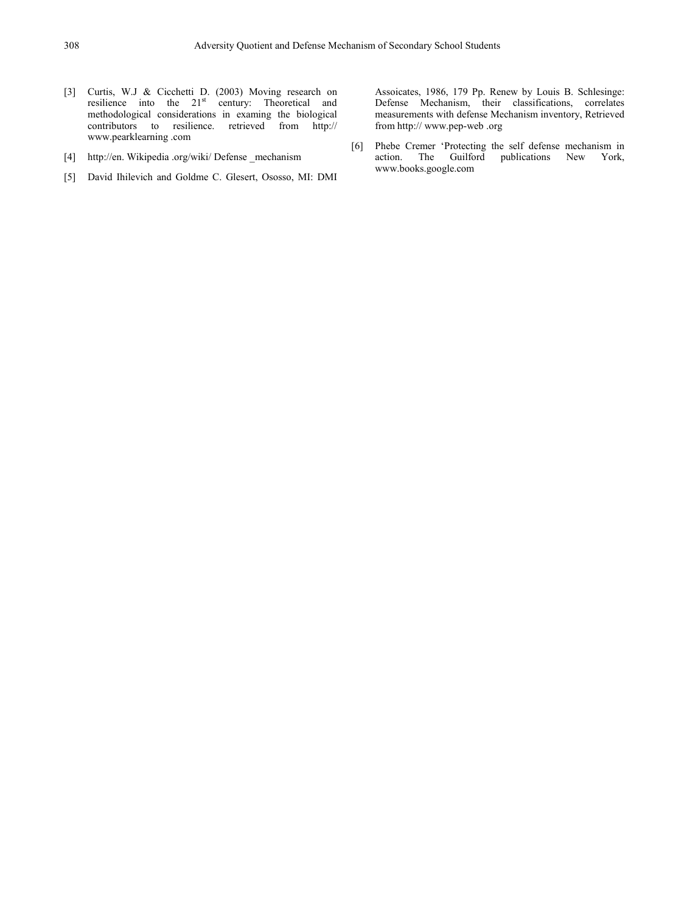[3] Curtis, W.J & Cicchetti D. (2003) Moving research on resilience into the 21st century: Theoretical and methodological considerations in examing the biological contributors to resilience. retrieved from http:// www.pearklearning .com

[4] http://en. Wikipedia .org/wiki/ Defense _mechanism

[5] David Ihilevich and Goldme C. Glesert, Ososso, MI: DMI Assoicates, 1986, 179 Pp. Renew by Louis B. Schlesinge: Defense Mechanism, their classifications, correlates measurements with defense Mechanism inventory, Retrieved from http:// www.pep-web .org

[6] Phebe Cremer 'Protecting the self defense mechanism in action. The Guilford publications New York, www.books.google.com